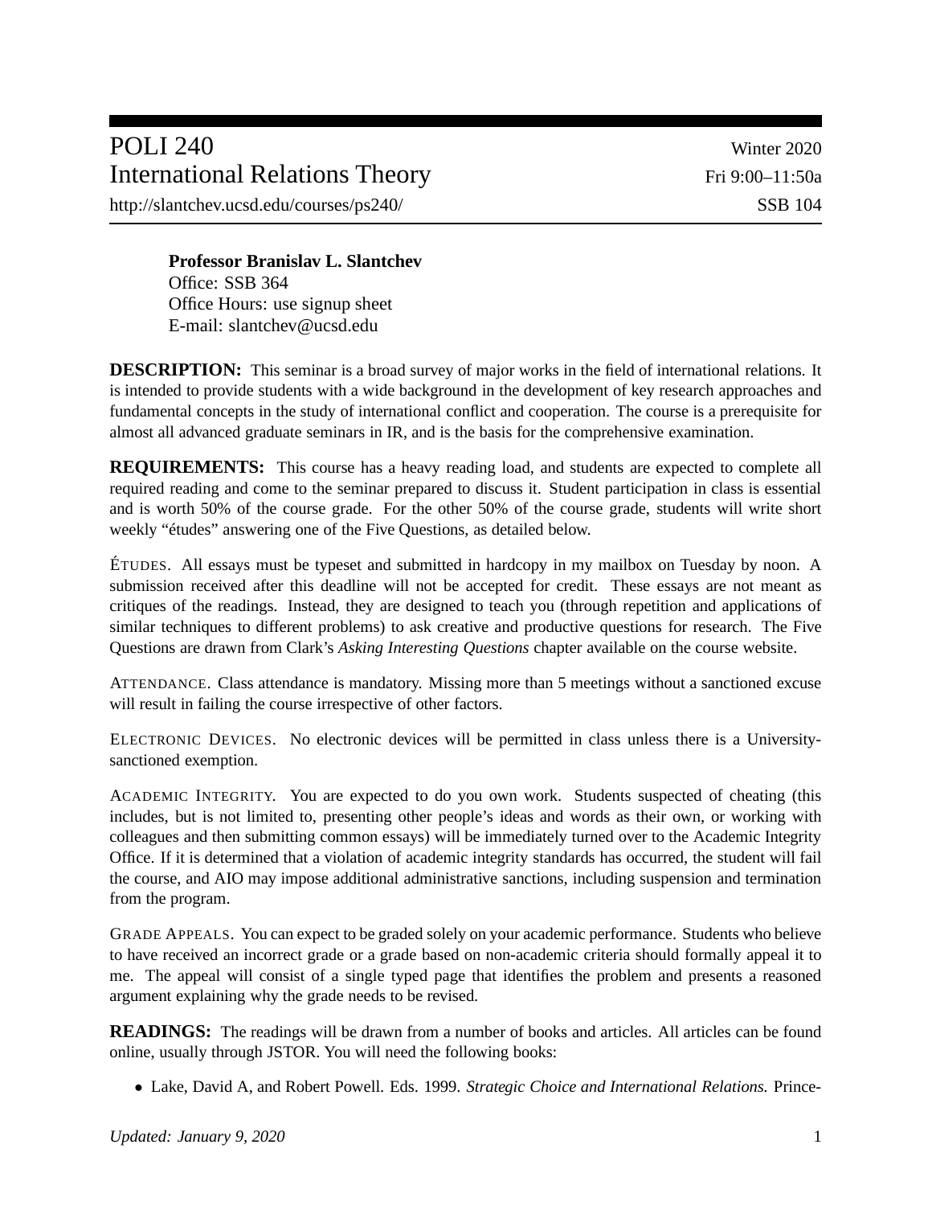# POLI 240
## International Relations Theory

Winter 2020
Fri 9:00–11:50a
SSB 104

http://slantchev.ucsd.edu/courses/ps240/

**Professor Branislav L. Slantchev**
Office: SSB 364
Office Hours: use signup sheet
E-mail: slantchev@ucsd.edu

**DESCRIPTION:** This seminar is a broad survey of major works in the field of international relations. It is intended to provide students with a wide background in the development of key research approaches and fundamental concepts in the study of international conflict and cooperation. The course is a prerequisite for almost all advanced graduate seminars in IR, and is the basis for the comprehensive examination.

**REQUIREMENTS:** This course has a heavy reading load, and students are expected to complete all required reading and come to the seminar prepared to discuss it. Student participation in class is essential and is worth 50% of the course grade. For the other 50% of the course grade, students will write short weekly "études" answering one of the Five Questions, as detailed below.

ÉTUDES. All essays must be typeset and submitted in hardcopy in my mailbox on Tuesday by noon. A submission received after this deadline will not be accepted for credit. These essays are not meant as critiques of the readings. Instead, they are designed to teach you (through repetition and applications of similar techniques to different problems) to ask creative and productive questions for research. The Five Questions are drawn from Clark's *Asking Interesting Questions* chapter available on the course website.

ATTENDANCE. Class attendance is mandatory. Missing more than 5 meetings without a sanctioned excuse will result in failing the course irrespective of other factors.

ELECTRONIC DEVICES. No electronic devices will be permitted in class unless there is a University-sanctioned exemption.

ACADEMIC INTEGRITY. You are expected to do you own work. Students suspected of cheating (this includes, but is not limited to, presenting other people's ideas and words as their own, or working with colleagues and then submitting common essays) will be immediately turned over to the Academic Integrity Office. If it is determined that a violation of academic integrity standards has occurred, the student will fail the course, and AIO may impose additional administrative sanctions, including suspension and termination from the program.

GRADE APPEALS. You can expect to be graded solely on your academic performance. Students who believe to have received an incorrect grade or a grade based on non-academic criteria should formally appeal it to me. The appeal will consist of a single typed page that identifies the problem and presents a reasoned argument explaining why the grade needs to be revised.

**READINGS:** The readings will be drawn from a number of books and articles. All articles can be found online, usually through JSTOR. You will need the following books:

- Lake, David A, and Robert Powell. Eds. 1999. *Strategic Choice and International Relations.* Prince-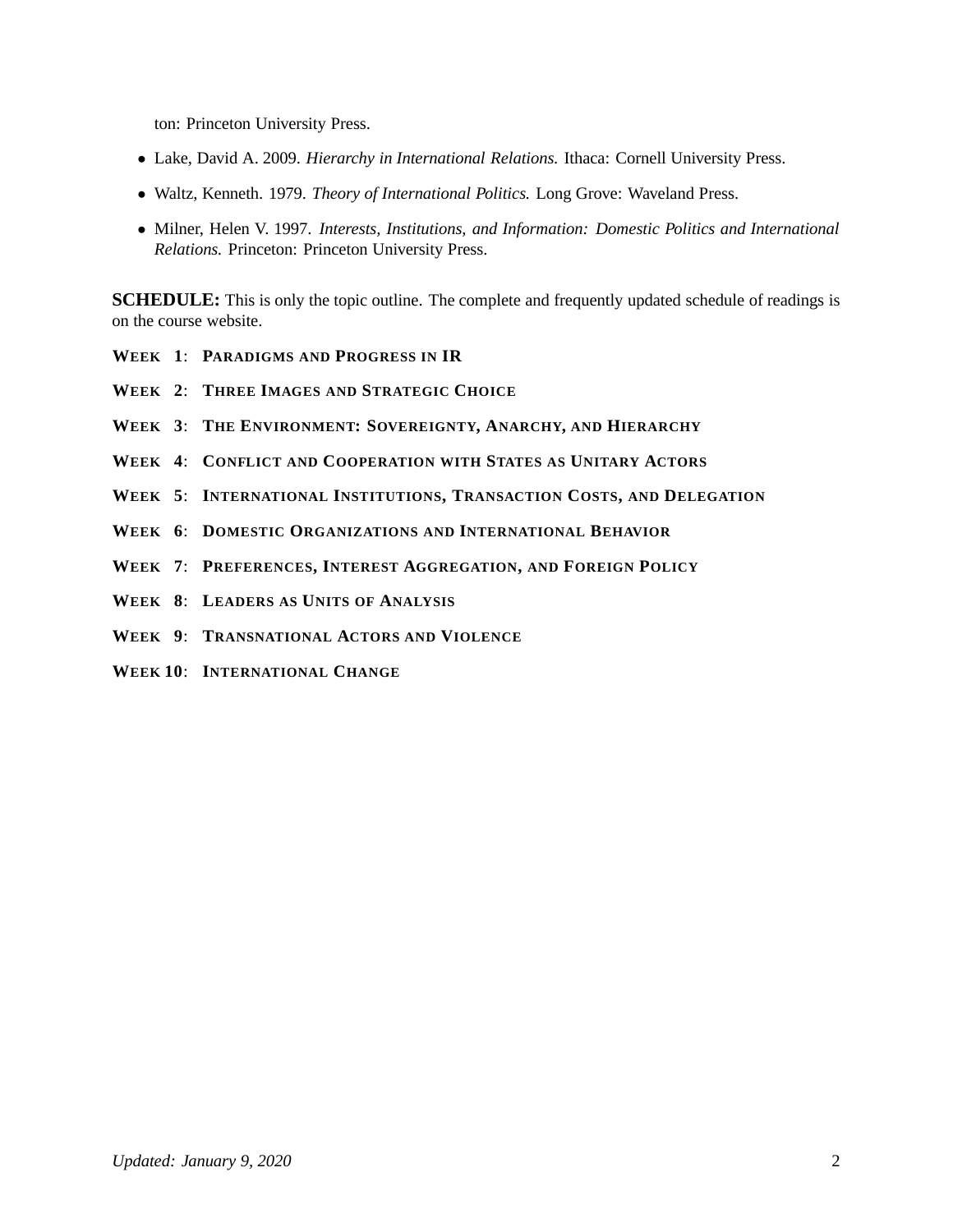ton: Princeton University Press.

- Lake, David A. 2009. *Hierarchy in International Relations.* Ithaca: Cornell University Press.
- Waltz, Kenneth. 1979. *Theory of International Politics.* Long Grove: Waveland Press.
- Milner, Helen V. 1997. *Interests, Institutions, and Information: Domestic Politics and International Relations.* Princeton: Princeton University Press.

**SCHEDULE:** This is only the topic outline. The complete and frequently updated schedule of readings is on the course website.

**WEEK 1**: **PARADIGMS AND PROGRESS IN IR**

**WEEK 2**: **THREE IMAGES AND STRATEGIC CHOICE**

**WEEK 3**: **THE ENVIRONMENT: SOVEREIGNTY, ANARCHY, AND HIERARCHY**

**WEEK 4**: **CONFLICT AND COOPERATION WITH STATES AS UNITARY ACTORS**

**WEEK 5**: **INTERNATIONAL INSTITUTIONS, TRANSACTION COSTS, AND DELEGATION**

**WEEK 6**: **DOMESTIC ORGANIZATIONS AND INTERNATIONAL BEHAVIOR**

**WEEK 7**: **PREFERENCES, INTEREST AGGREGATION, AND FOREIGN POLICY**

**WEEK 8**: **LEADERS AS UNITS OF ANALYSIS**

**WEEK 9**: **TRANSNATIONAL ACTORS AND VIOLENCE**

**WEEK 10**: **INTERNATIONAL CHANGE**